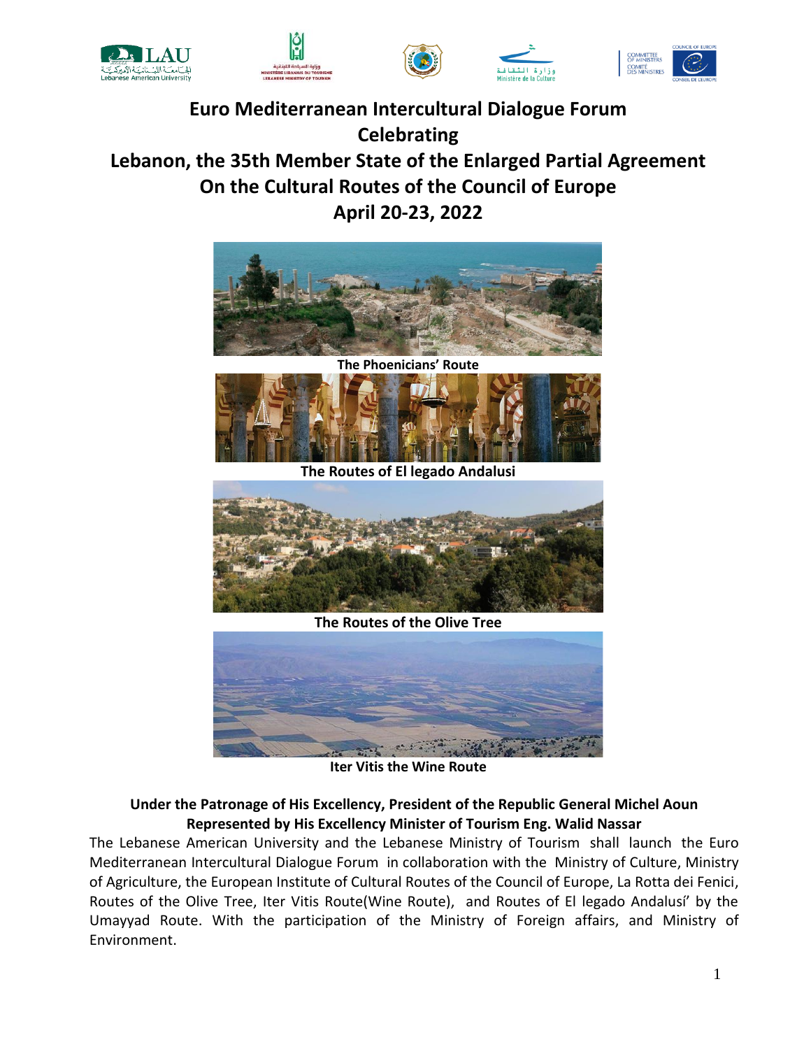# Euro Mediterranean Intercultural Dialogue Forum
# Celebrating
# Lebanon, the 35th Member State of the Enlarged Partial Agreement
# On the Cultural Routes of the Council of Europe
# April 20-23, 2022

**The Phoenicians' Route**

**The Routes of El legado Andalusi**

**The Routes of the Olive Tree**

**Iter Vitis the Wine Route**

**Under the Patronage of His Excellency, President of the Republic General Michel Aoun**
**Represented by His Excellency Minister of Tourism Eng. Walid Nassar**

The Lebanese American University and the Lebanese Ministry of Tourism shall launch the Euro Mediterranean Intercultural Dialogue Forum in collaboration with the Ministry of Culture, Ministry of Agriculture, the European Institute of Cultural Routes of the Council of Europe, La Rotta dei Fenici, Routes of the Olive Tree, Iter Vitis Route(Wine Route), and Routes of El legado Andalusí' by the Umayyad Route. With the participation of the Ministry of Foreign affairs, and Ministry of Environment.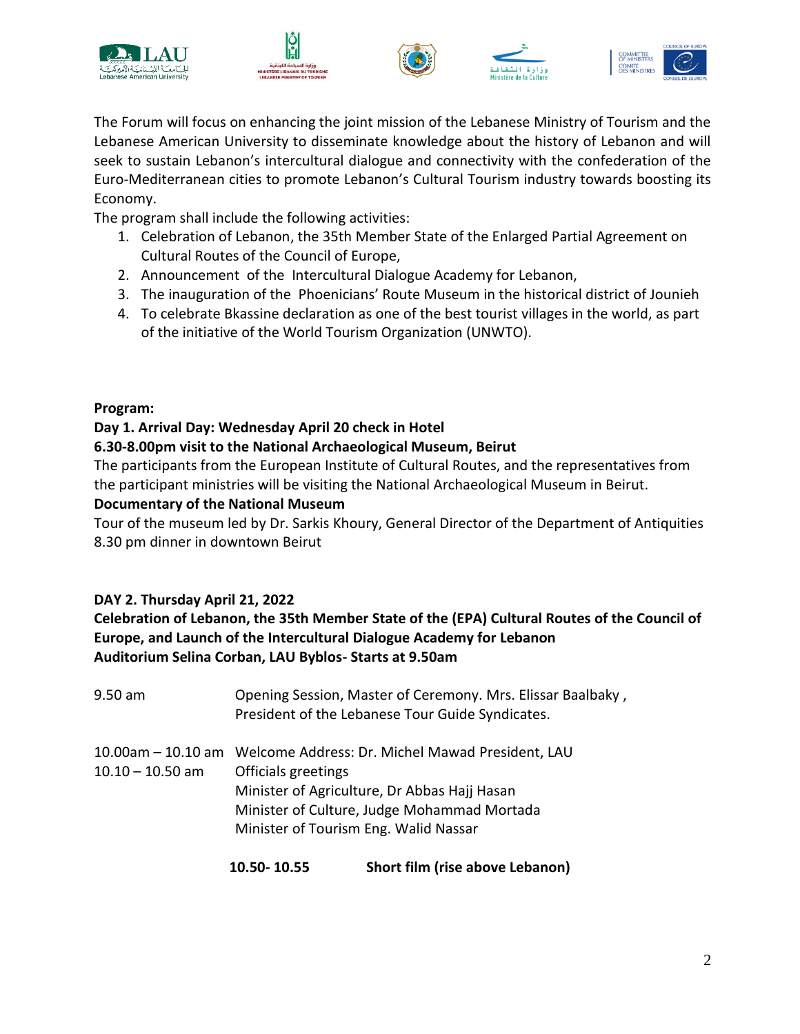The Forum will focus on enhancing the joint mission of the Lebanese Ministry of Tourism and the Lebanese American University to disseminate knowledge about the history of Lebanon and will seek to sustain Lebanon's intercultural dialogue and connectivity with the confederation of the Euro-Mediterranean cities to promote Lebanon's Cultural Tourism industry towards boosting its Economy.

The program shall include the following activities:

1. Celebration of Lebanon, the 35th Member State of the Enlarged Partial Agreement on Cultural Routes of the Council of Europe,
2. Announcement of the Intercultural Dialogue Academy for Lebanon,
3. The inauguration of the Phoenicians' Route Museum in the historical district of Jounieh
4. To celebrate Bkassine declaration as one of the best tourist villages in the world, as part of the initiative of the World Tourism Organization (UNWTO).

**Program:**

**Day 1. Arrival Day: Wednesday April 20 check in Hotel**

**6.30-8.00pm visit to the National Archaeological Museum, Beirut**

The participants from the European Institute of Cultural Routes, and the representatives from the participant ministries will be visiting the National Archaeological Museum in Beirut.

**Documentary of the National Museum**

Tour of the museum led by Dr. Sarkis Khoury, General Director of the Department of Antiquities

8.30 pm dinner in downtown Beirut

**DAY 2. Thursday April 21, 2022**

**Celebration of Lebanon, the 35th Member State of the (EPA) Cultural Routes of the Council of Europe, and Launch of the Intercultural Dialogue Academy for Lebanon**

**Auditorium Selina Corban, LAU Byblos- Starts at 9.50am**

| | |
|---|---|
| 9.50 am | Opening Session, Master of Ceremony. Mrs. Elissar Baalbaky, President of the Lebanese Tour Guide Syndicates. |
| 10.00am – 10.10 am | Welcome Address: Dr. Michel Mawad President, LAU |
| 10.10 – 10.50 am | Officials greetings<br>Minister of Agriculture, Dr Abbas Hajj Hasan<br>Minister of Culture, Judge Mohammad Mortada<br>Minister of Tourism Eng. Walid Nassar |
| **10.50- 10.55** | **Short film (rise above Lebanon)** |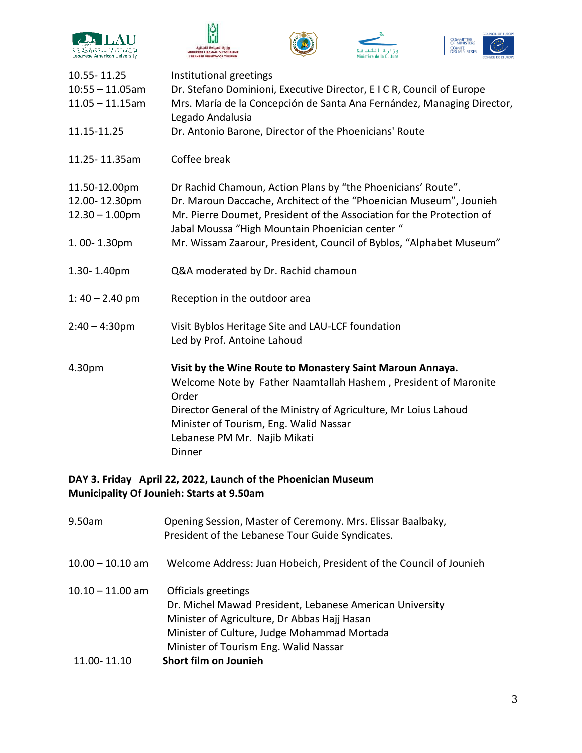| | |
|---|---|
| 10.55- 11.25 | Institutional greetings |
| 10:55 – 11.05am | Dr. Stefano Dominioni, Executive Director, E I C R, Council of Europe |
| 11.05 – 11.15am | Mrs. María de la Concepción de Santa Ana Fernández, Managing Director, Legado Andalusia |
| 11.15-11.25 | Dr. Antonio Barone, Director of the Phoenicians' Route |
| 11.25- 11.35am | Coffee break |
| 11.50-12.00pm | Dr Rachid Chamoun, Action Plans by "the Phoenicians' Route". |
| 12.00- 12.30pm | Dr. Maroun Daccache, Architect of the "Phoenician Museum", Jounieh |
| 12.30 – 1.00pm | Mr. Pierre Doumet, President of the Association for the Protection of Jabal Moussa "High Mountain Phoenician center " |
| 1. 00- 1.30pm | Mr. Wissam Zaarour, President, Council of Byblos, "Alphabet Museum" |
| 1.30- 1.40pm | Q&A moderated by Dr. Rachid chamoun |
| 1: 40 – 2.40 pm | Reception in the outdoor area |
| 2:40 – 4:30pm | Visit Byblos Heritage Site and LAU-LCF foundation<br>Led by Prof. Antoine Lahoud |
| 4.30pm | **Visit by the Wine Route to Monastery Saint Maroun Annaya.**<br>Welcome Note by Father Naamtallah Hashem , President of Maronite Order<br>Director General of the Ministry of Agriculture, Mr Loius Lahoud<br>Minister of Tourism, Eng. Walid Nassar<br>Lebanese PM Mr. Najib Mikati<br>Dinner |

**DAY 3. Friday April 22, 2022, Launch of the Phoenician Museum**
**Municipality Of Jounieh: Starts at 9.50am**

| | |
|---|---|
| 9.50am | Opening Session, Master of Ceremony. Mrs. Elissar Baalbaky, President of the Lebanese Tour Guide Syndicates. |
| 10.00 – 10.10 am | Welcome Address: Juan Hobeich, President of the Council of Jounieh |
| 10.10 – 11.00 am | Officials greetings<br>Dr. Michel Mawad President, Lebanese American University<br>Minister of Agriculture, Dr Abbas Hajj Hasan<br>Minister of Culture, Judge Mohammad Mortada<br>Minister of Tourism Eng. Walid Nassar |
| 11.00- 11.10 | **Short film on Jounieh** |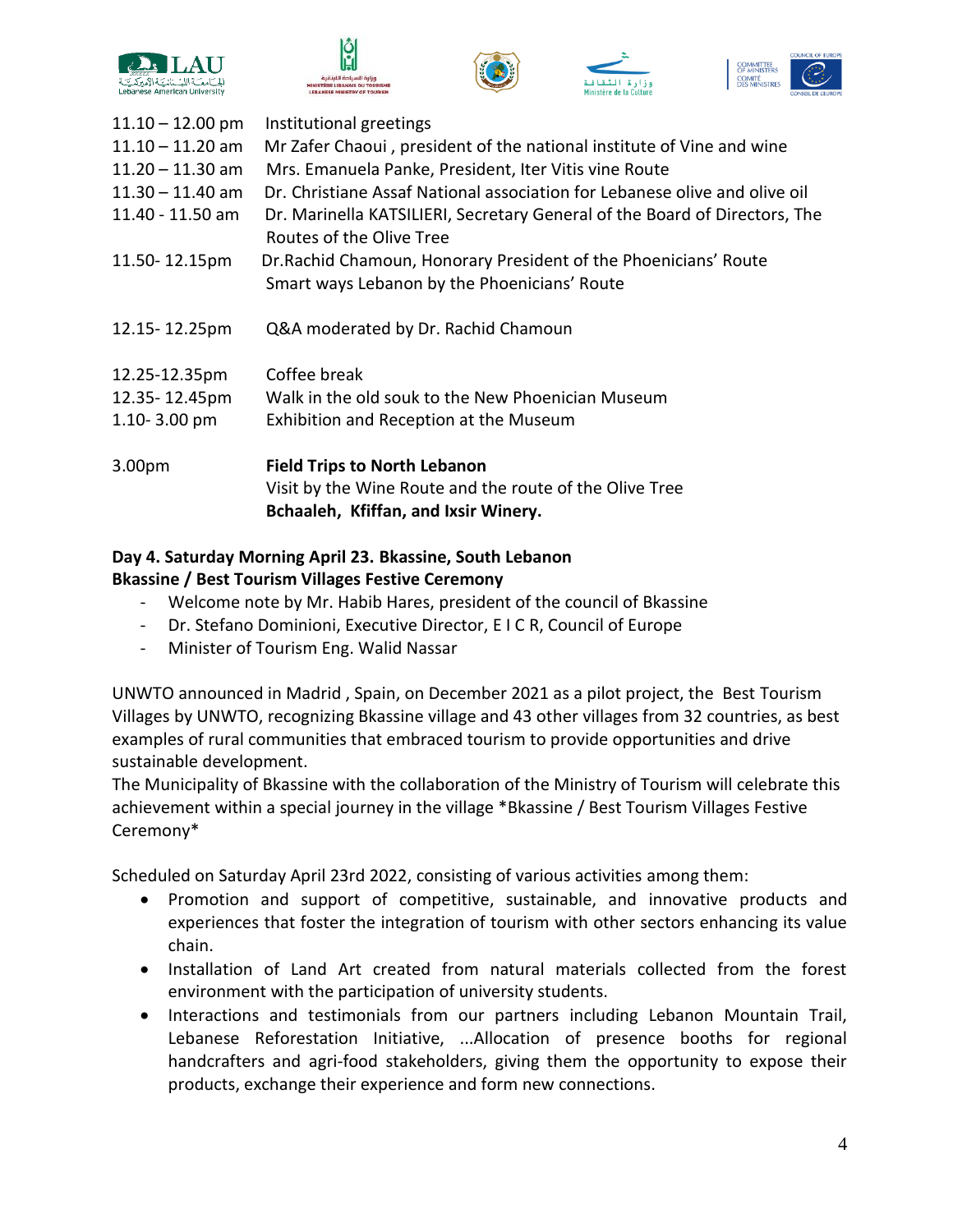| | |
|---|---|
| 11.10 – 12.00 pm | Institutional greetings |
| 11.10 – 11.20 am | Mr Zafer Chaoui , president of the national institute of Vine and wine |
| 11.20 – 11.30 am | Mrs. Emanuela Panke, President, Iter Vitis vine Route |
| 11.30 – 11.40 am | Dr. Christiane Assaf National association for Lebanese olive and olive oil |
| 11.40 - 11.50 am | Dr. Marinella KATSILIERI, Secretary General of the Board of Directors, The Routes of the Olive Tree |
| 11.50- 12.15pm | Dr.Rachid Chamoun, Honorary President of the Phoenicians' Route<br>Smart ways Lebanon by the Phoenicians' Route |
| 12.15- 12.25pm | Q&A moderated by Dr. Rachid Chamoun |
| 12.25-12.35pm | Coffee break |
| 12.35- 12.45pm | Walk in the old souk to the New Phoenician Museum |
| 1.10- 3.00 pm | Exhibition and Reception at the Museum |
| 3.00pm | **Field Trips to North Lebanon**<br>Visit by the Wine Route and the route of the Olive Tree<br>**Bchaaleh, Kfiffan, and Ixsir Winery.** |

**Day 4. Saturday Morning April 23. Bkassine, South Lebanon**
**Bkassine / Best Tourism Villages Festive Ceremony**

- Welcome note by Mr. Habib Hares, president of the council of Bkassine
- Dr. Stefano Dominioni, Executive Director, E I C R, Council of Europe
- Minister of Tourism Eng. Walid Nassar

UNWTO announced in Madrid , Spain, on December 2021 as a pilot project, the Best Tourism Villages by UNWTO, recognizing Bkassine village and 43 other villages from 32 countries, as best examples of rural communities that embraced tourism to provide opportunities and drive sustainable development.
The Municipality of Bkassine with the collaboration of the Ministry of Tourism will celebrate this achievement within a special journey in the village *Bkassine / Best Tourism Villages Festive Ceremony*

Scheduled on Saturday April 23rd 2022, consisting of various activities among them:

- Promotion and support of competitive, sustainable, and innovative products and experiences that foster the integration of tourism with other sectors enhancing its value chain.
- Installation of Land Art created from natural materials collected from the forest environment with the participation of university students.
- Interactions and testimonials from our partners including Lebanon Mountain Trail, Lebanese Reforestation Initiative, ...Allocation of presence booths for regional handcrafters and agri-food stakeholders, giving them the opportunity to expose their products, exchange their experience and form new connections.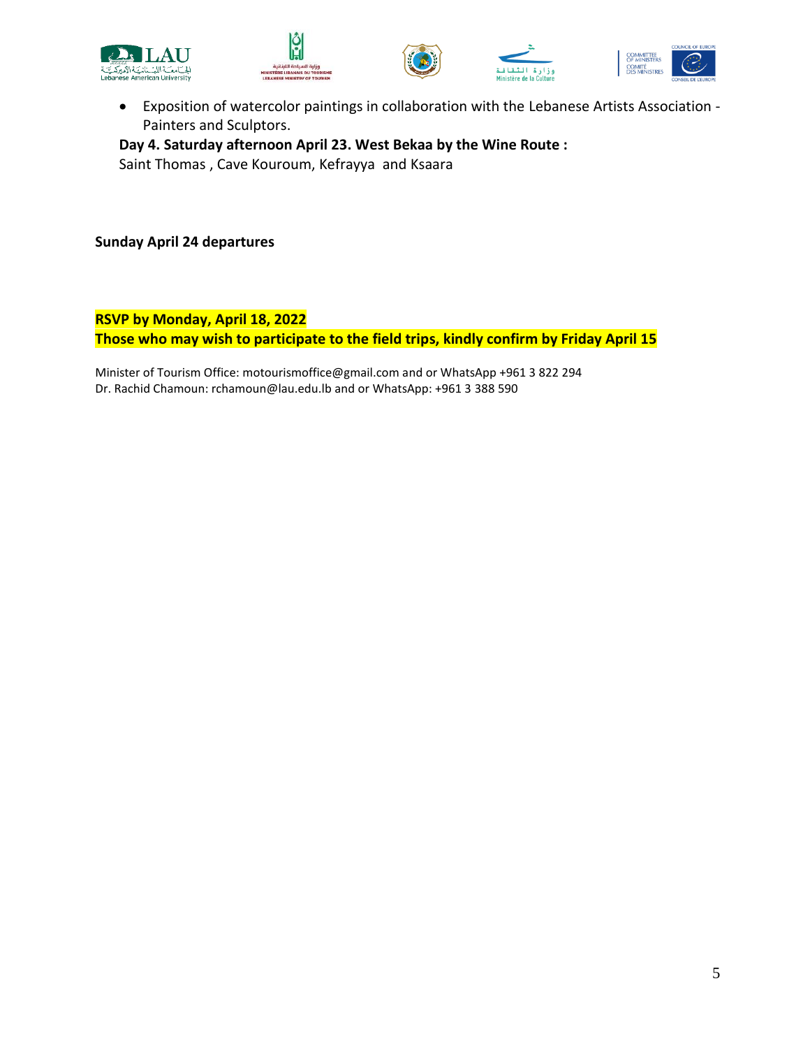- Exposition of watercolor paintings in collaboration with the Lebanese Artists Association - Painters and Sculptors.

**Day 4. Saturday afternoon April 23. West Bekaa by the Wine Route :**
Saint Thomas , Cave Kouroum, Kefrayya and Ksaara

**Sunday April 24 departures**

**RSVP by Monday, April 18, 2022**
**Those who may wish to participate to the field trips, kindly confirm by Friday April 15**

Minister of Tourism Office: motourismoffice@gmail.com and or WhatsApp +961 3 822 294
Dr. Rachid Chamoun: rchamoun@lau.edu.lb and or WhatsApp: +961 3 388 590